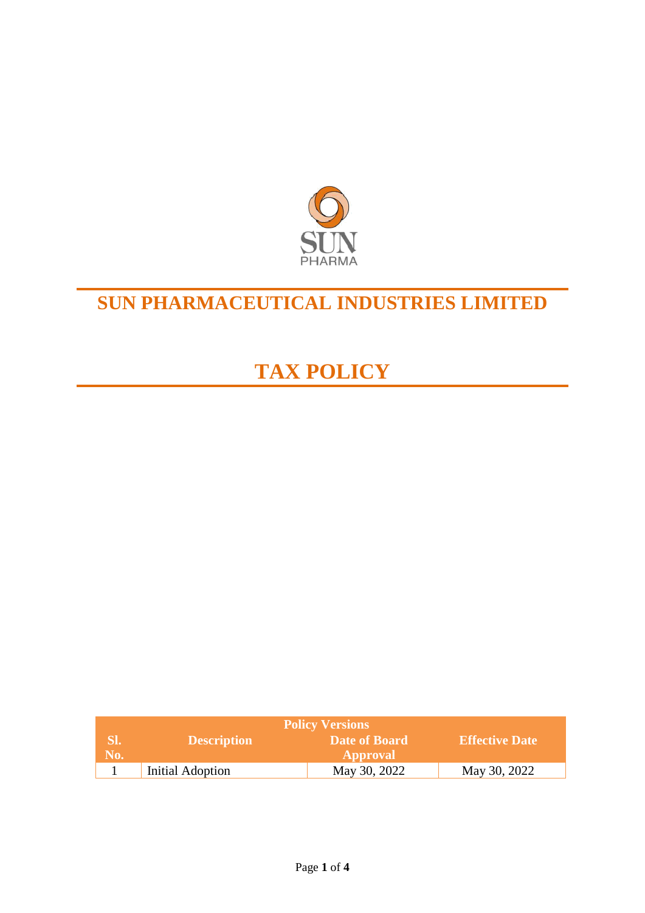# SUN PHARMACEUTICAL INDUSTRIES LIMITED

# TAX POLICY

| Policy Versions | | | |
|---|---|---|---|
| Sl. No. | Description | Date of Board Approval | Effective Date |
| 1 | Initial Adoption | May 30, 2022 | May 30, 2022 |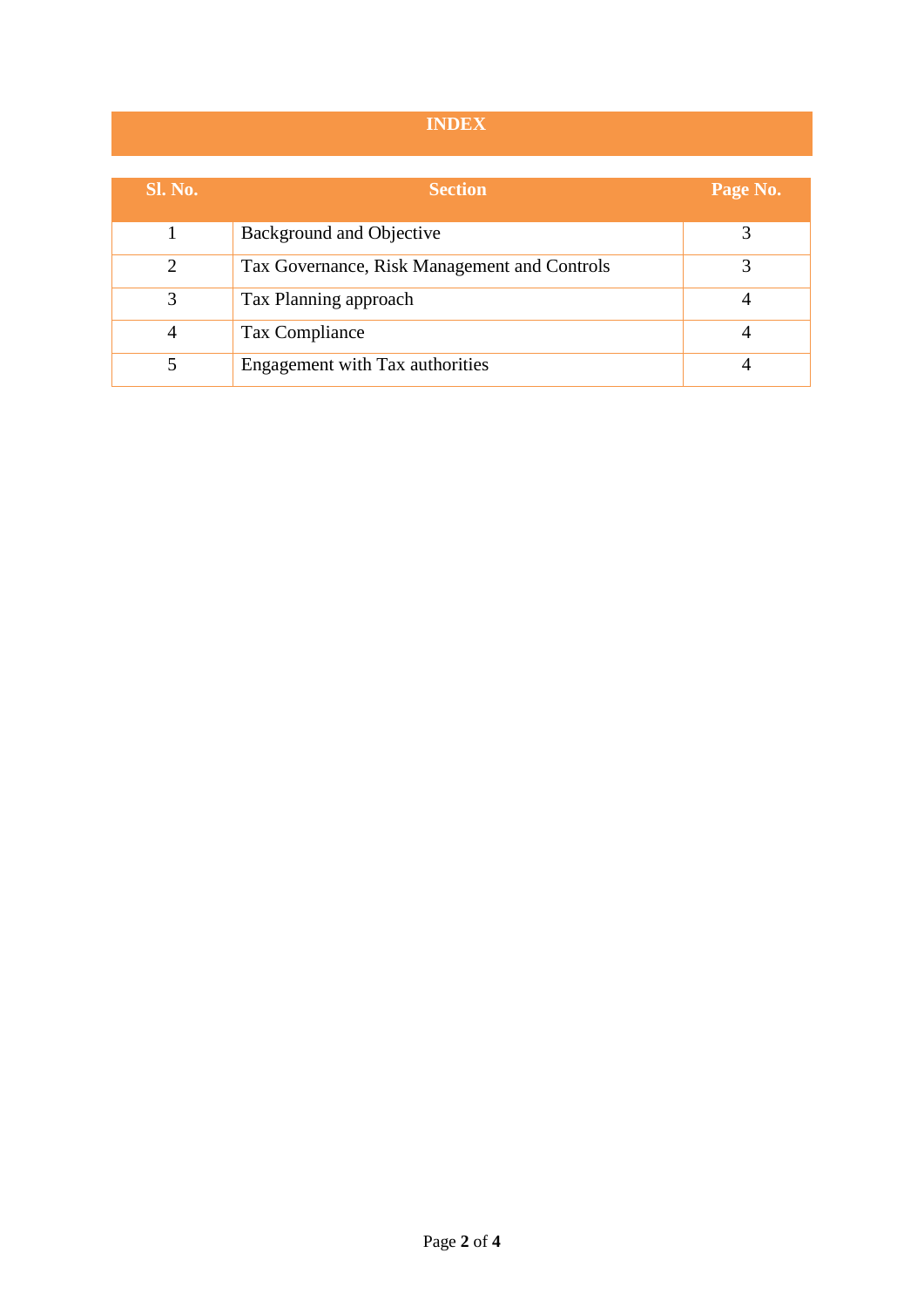# INDEX

| Sl. No. | Section | Page No. |
|---|---|---|
| 1 | Background and Objective | 3 |
| 2 | Tax Governance, Risk Management and Controls | 3 |
| 3 | Tax Planning approach | 4 |
| 4 | Tax Compliance | 4 |
| 5 | Engagement with Tax authorities | 4 |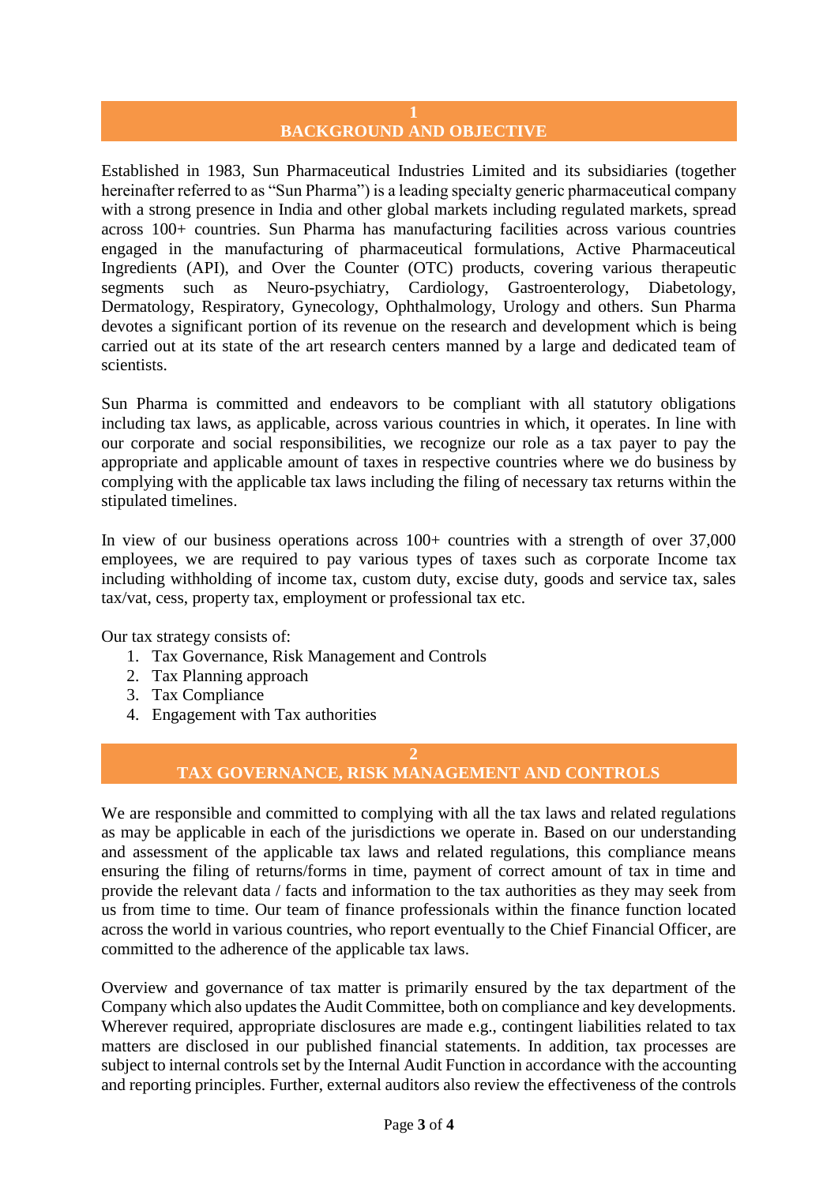## 1 BACKGROUND AND OBJECTIVE

Established in 1983, Sun Pharmaceutical Industries Limited and its subsidiaries (together hereinafter referred to as "Sun Pharma") is a leading specialty generic pharmaceutical company with a strong presence in India and other global markets including regulated markets, spread across 100+ countries. Sun Pharma has manufacturing facilities across various countries engaged in the manufacturing of pharmaceutical formulations, Active Pharmaceutical Ingredients (API), and Over the Counter (OTC) products, covering various therapeutic segments such as Neuro-psychiatry, Cardiology, Gastroenterology, Diabetology, Dermatology, Respiratory, Gynecology, Ophthalmology, Urology and others. Sun Pharma devotes a significant portion of its revenue on the research and development which is being carried out at its state of the art research centers manned by a large and dedicated team of scientists.

Sun Pharma is committed and endeavors to be compliant with all statutory obligations including tax laws, as applicable, across various countries in which, it operates. In line with our corporate and social responsibilities, we recognize our role as a tax payer to pay the appropriate and applicable amount of taxes in respective countries where we do business by complying with the applicable tax laws including the filing of necessary tax returns within the stipulated timelines.

In view of our business operations across 100+ countries with a strength of over 37,000 employees, we are required to pay various types of taxes such as corporate Income tax including withholding of income tax, custom duty, excise duty, goods and service tax, sales tax/vat, cess, property tax, employment or professional tax etc.

Our tax strategy consists of:

1. Tax Governance, Risk Management and Controls
2. Tax Planning approach
3. Tax Compliance
4. Engagement with Tax authorities

## 2 TAX GOVERNANCE, RISK MANAGEMENT AND CONTROLS

We are responsible and committed to complying with all the tax laws and related regulations as may be applicable in each of the jurisdictions we operate in. Based on our understanding and assessment of the applicable tax laws and related regulations, this compliance means ensuring the filing of returns/forms in time, payment of correct amount of tax in time and provide the relevant data / facts and information to the tax authorities as they may seek from us from time to time. Our team of finance professionals within the finance function located across the world in various countries, who report eventually to the Chief Financial Officer, are committed to the adherence of the applicable tax laws.

Overview and governance of tax matter is primarily ensured by the tax department of the Company which also updates the Audit Committee, both on compliance and key developments. Wherever required, appropriate disclosures are made e.g., contingent liabilities related to tax matters are disclosed in our published financial statements. In addition, tax processes are subject to internal controls set by the Internal Audit Function in accordance with the accounting and reporting principles. Further, external auditors also review the effectiveness of the controls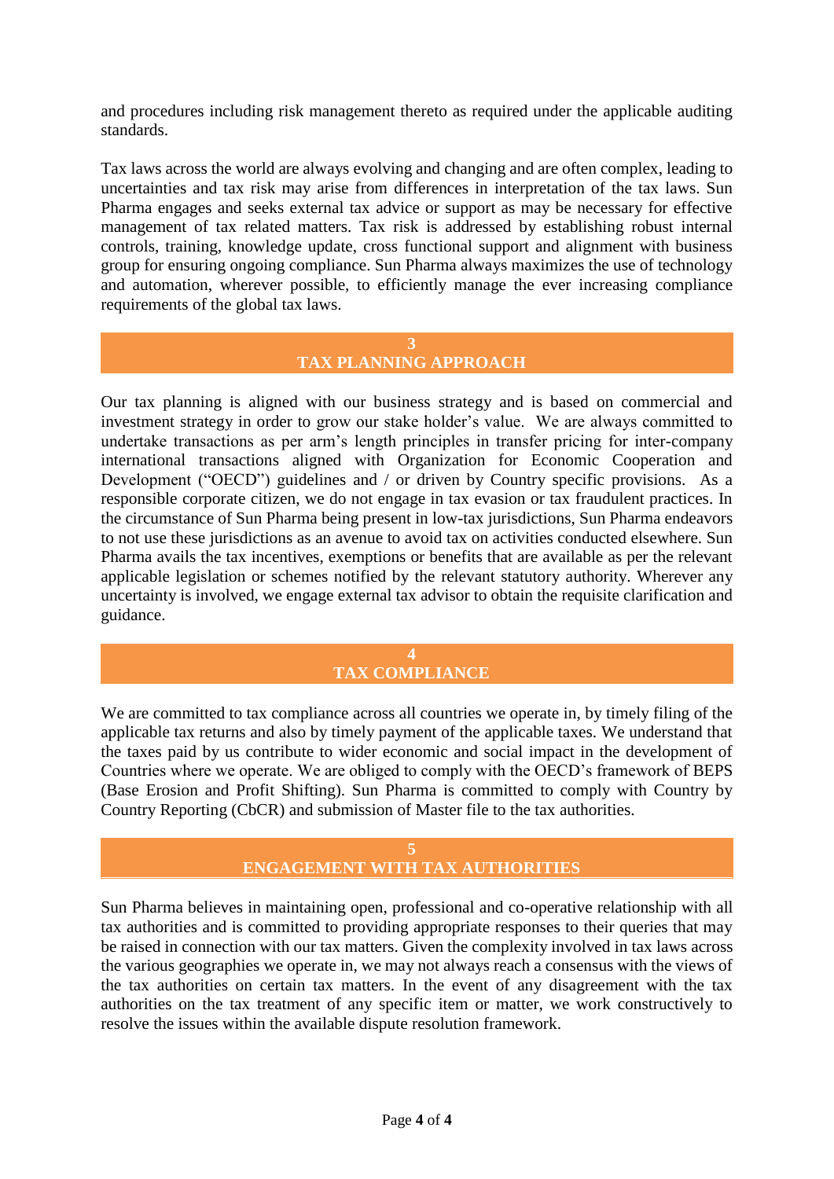and procedures including risk management thereto as required under the applicable auditing standards.

Tax laws across the world are always evolving and changing and are often complex, leading to uncertainties and tax risk may arise from differences in interpretation of the tax laws. Sun Pharma engages and seeks external tax advice or support as may be necessary for effective management of tax related matters. Tax risk is addressed by establishing robust internal controls, training, knowledge update, cross functional support and alignment with business group for ensuring ongoing compliance. Sun Pharma always maximizes the use of technology and automation, wherever possible, to efficiently manage the ever increasing compliance requirements of the global tax laws.

## 3 TAX PLANNING APPROACH

Our tax planning is aligned with our business strategy and is based on commercial and investment strategy in order to grow our stake holder's value. We are always committed to undertake transactions as per arm's length principles in transfer pricing for inter-company international transactions aligned with Organization for Economic Cooperation and Development ("OECD") guidelines and / or driven by Country specific provisions. As a responsible corporate citizen, we do not engage in tax evasion or tax fraudulent practices. In the circumstance of Sun Pharma being present in low-tax jurisdictions, Sun Pharma endeavors to not use these jurisdictions as an avenue to avoid tax on activities conducted elsewhere. Sun Pharma avails the tax incentives, exemptions or benefits that are available as per the relevant applicable legislation or schemes notified by the relevant statutory authority. Wherever any uncertainty is involved, we engage external tax advisor to obtain the requisite clarification and guidance.

## 4 TAX COMPLIANCE

We are committed to tax compliance across all countries we operate in, by timely filing of the applicable tax returns and also by timely payment of the applicable taxes. We understand that the taxes paid by us contribute to wider economic and social impact in the development of Countries where we operate. We are obliged to comply with the OECD's framework of BEPS (Base Erosion and Profit Shifting). Sun Pharma is committed to comply with Country by Country Reporting (CbCR) and submission of Master file to the tax authorities.

## 5 ENGAGEMENT WITH TAX AUTHORITIES

Sun Pharma believes in maintaining open, professional and co-operative relationship with all tax authorities and is committed to providing appropriate responses to their queries that may be raised in connection with our tax matters. Given the complexity involved in tax laws across the various geographies we operate in, we may not always reach a consensus with the views of the tax authorities on certain tax matters. In the event of any disagreement with the tax authorities on the tax treatment of any specific item or matter, we work constructively to resolve the issues within the available dispute resolution framework.